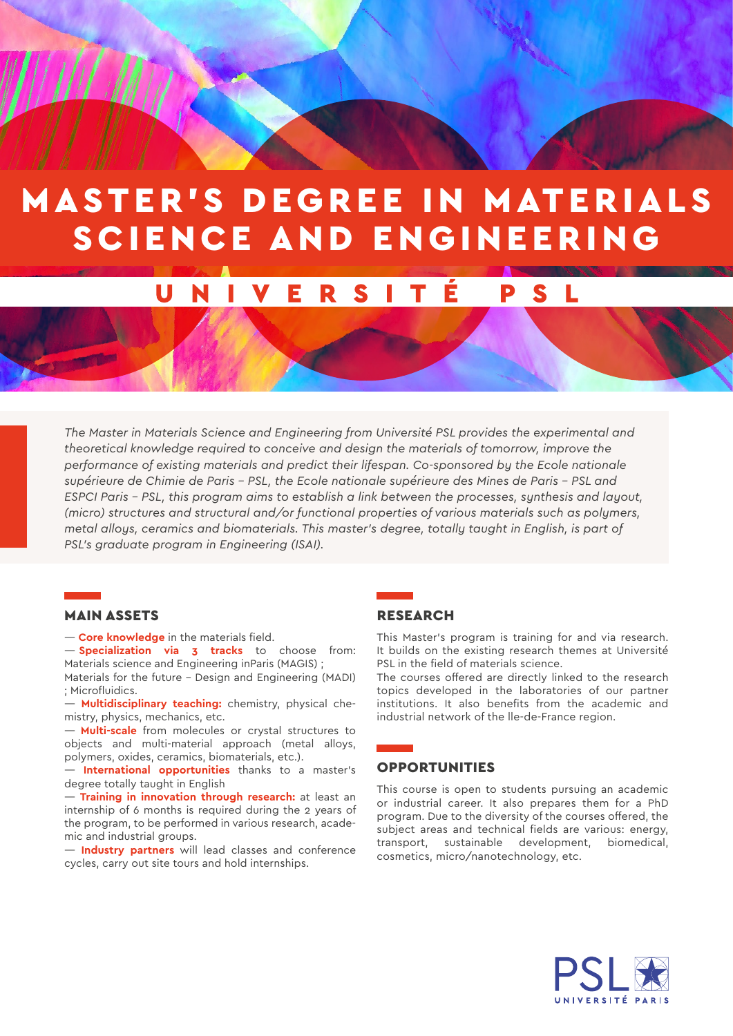# MASTER'S DEGREE IN MATERIALS SCIENCE AND ENGINEERING

## UNIVERSITÉ PSL

*The Master in Materials Science and Engineering from Université PSL provides the experimental and theoretical knowledge required to conceive and design the materials of tomorrow, improve the performance of existing materials and predict their lifespan. Co-sponsored by the Ecole nationale supérieure de Chimie de Paris – PSL, the Ecole nationale supérieure des Mines de Paris – PSL and ESPCI Paris – PSL, this program aims to establish a link between the processes, synthesis and layout, (micro) structures and structural and/or functional properties of various materials such as polymers, metal alloys, ceramics and biomaterials. This master's degree, totally taught in English, is part of PSL's graduate program in Engineering (ISAI).*

## MAIN ASSETS

— **Core knowledge** in the materials field.
— **Specialization via 3 tracks** to choose from: Materials science and Engineering inParis (MAGIS) ; Materials for the future – Design and Engineering (MADI) ; Microfluidics.
— **Multidisciplinary teaching:** chemistry, physical chemistry, physics, mechanics, etc.
— **Multi-scale** from molecules or crystal structures to objects and multi-material approach (metal alloys, polymers, oxides, ceramics, biomaterials, etc.).
— **International opportunities** thanks to a master's degree totally taught in English
— **Training in innovation through research:** at least an internship of 6 months is required during the 2 years of the program, to be performed in various research, academic and industrial groups.
— **Industry partners** will lead classes and conference cycles, carry out site tours and hold internships.

## RESEARCH

This Master's program is training for and via research. It builds on the existing research themes at Université PSL in the field of materials science.
The courses offered are directly linked to the research topics developed in the laboratories of our partner institutions. It also benefits from the academic and industrial network of the Ile-de-France region.

## OPPORTUNITIES

This course is open to students pursuing an academic or industrial career. It also prepares them for a PhD program. Due to the diversity of the courses offered, the subject areas and technical fields are various: energy, transport, sustainable development, biomedical, cosmetics, micro/nanotechnology, etc.

PSL UNIVERSITÉ PARIS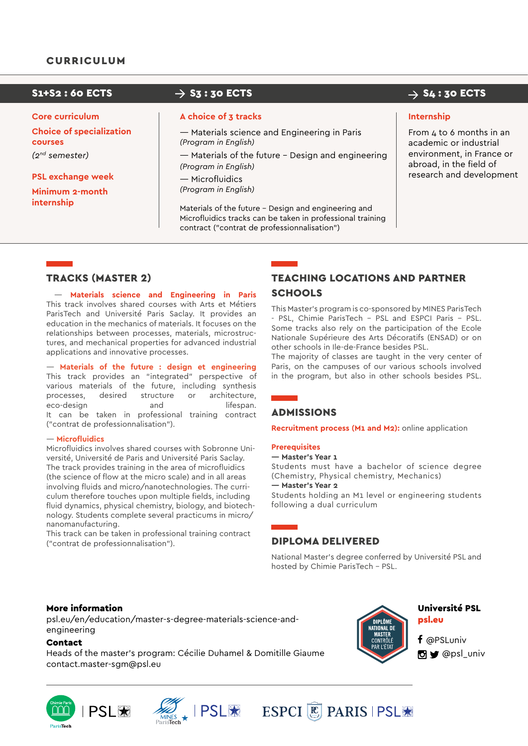## CURRICULUM

| S1+S2 : 60 ECTS | S3 : 30 ECTS | S4 : 30 ECTS |
|---|---|---|
| **Core curriculum**<br>**Choice of specialization courses**<br>*(2nd semester)*<br>**PSL exchange week**<br>**Minimum 2-month internship** | **A choice of 3 tracks**<br>— Materials science and Engineering in Paris *(Program in English)*<br>— Materials of the future – Design and engineering *(Program in English)*<br>— Microfluidics *(Program in English)*<br>Materials of the future – Design and engineering and Microfluidics tracks can be taken in professional training contract ("contrat de professionnalisation") | **Internship**<br>From 4 to 6 months in an academic or industrial environment, in France or abroad, in the field of research and development |

## TRACKS (MASTER 2)

— **Materials science and Engineering in Paris**
This track involves shared courses with Arts et Métiers ParisTech and Université Paris Saclay. It provides an education in the mechanics of materials. It focuses on the relationships between processes, materials, microstructures, and mechanical properties for advanced industrial applications and innovative processes.

— **Materials of the future : design et engineering**
This track provides an "integrated" perspective of various materials of the future, including synthesis processes, desired structure or architecture, eco-design and lifespan. It can be taken in professional training contract ("contrat de professionnalisation").

— **Microfluidics**
Microfluidics involves shared courses with Sobronne Université, Université de Paris and Université Paris Saclay. The track provides training in the area of microfluidics (the science of flow at the micro scale) and in all areas involving fluids and micro/nanotechnologies. The curriculum therefore touches upon multiple fields, including fluid dynamics, physical chemistry, biology, and biotechnology. Students complete several practicums in micro/nanomanufacturing.
This track can be taken in professional training contract ("contrat de professionnalisation").

## TEACHING LOCATIONS AND PARTNER SCHOOLS

This Master's program is co-sponsored by MINES ParisTech - PSL, Chimie ParisTech – PSL and ESPCI Paris – PSL. Some tracks also rely on the participation of the Ecole Nationale Supérieure des Arts Décoratifs (ENSAD) or on other schools in Ile-de-France besides PSL.
The majority of classes are taught in the very center of Paris, on the campuses of our various schools involved in the program, but also in other schools besides PSL.

## ADMISSIONS

**Recruitment process (M1 and M2):** online application

**Prerequisites**
**— Master's Year 1**
Students must have a bachelor of science degree (Chemistry, Physical chemistry, Mechanics)
**— Master's Year 2**
Students holding an M1 level or engineering students following a dual curriculum

## DIPLOMA DELIVERED

National Master's degree conferred by Université PSL and hosted by Chimie ParisTech – PSL.

**More information**
psl.eu/en/education/master-s-degree-materials-science-and-engineering

**Contact**
Heads of the master's program: Cécile Duhamel & Domitille Giaume
contact.master-sgm@psl.eu

DIPLÔME NATIONAL DE MASTER CONTRÔLÉ PAR L'ÉTAT

**Université PSL**
**psl.eu**
@PSLuniv
@psl_univ

Chimie Paris ParisTech | PSL — MINES ParisTech | PSL — ESPCI PARIS | PSL